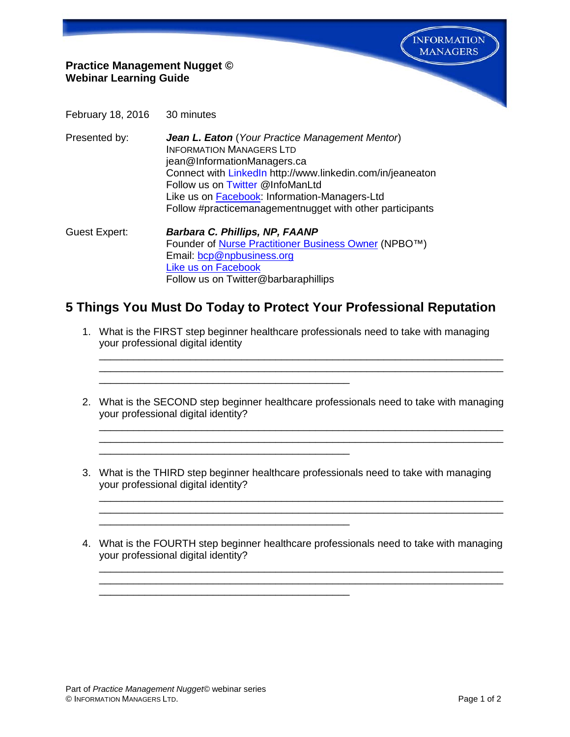**Practice Management Nugget ©**
**Webinar Learning Guide**

February 18, 2016 30 minutes

Presented by: ***Jean L. Eaton*** (*Your Practice Management Mentor*)
INFORMATION MANAGERS LTD
jean@InformationManagers.ca
Connect with LinkedIn http://www.linkedin.com/in/jeaneaton
Follow us on Twitter @InfoManLtd
Like us on Facebook: Information-Managers-Ltd
Follow #practicemanagementnugget with other participants

Guest Expert: ***Barbara C. Phillips, NP, FAANP***
Founder of Nurse Practitioner Business Owner (NPBO™)
Email: bcp@npbusiness.org
Like us on Facebook
Follow us on Twitter@barbaraphillips

## 5 Things You Must Do Today to Protect Your Professional Reputation

1. What is the FIRST step beginner healthcare professionals need to take with managing your professional digital identity
_____________________________________________________________________
_____________________________________________________________________
__________________________________________

2. What is the SECOND step beginner healthcare professionals need to take with managing your professional digital identity?
_____________________________________________________________________
_____________________________________________________________________
__________________________________________

3. What is the THIRD step beginner healthcare professionals need to take with managing your professional digital identity?
_____________________________________________________________________
_____________________________________________________________________
__________________________________________

4. What is the FOURTH step beginner healthcare professionals need to take with managing your professional digital identity?
_____________________________________________________________________
_____________________________________________________________________
__________________________________________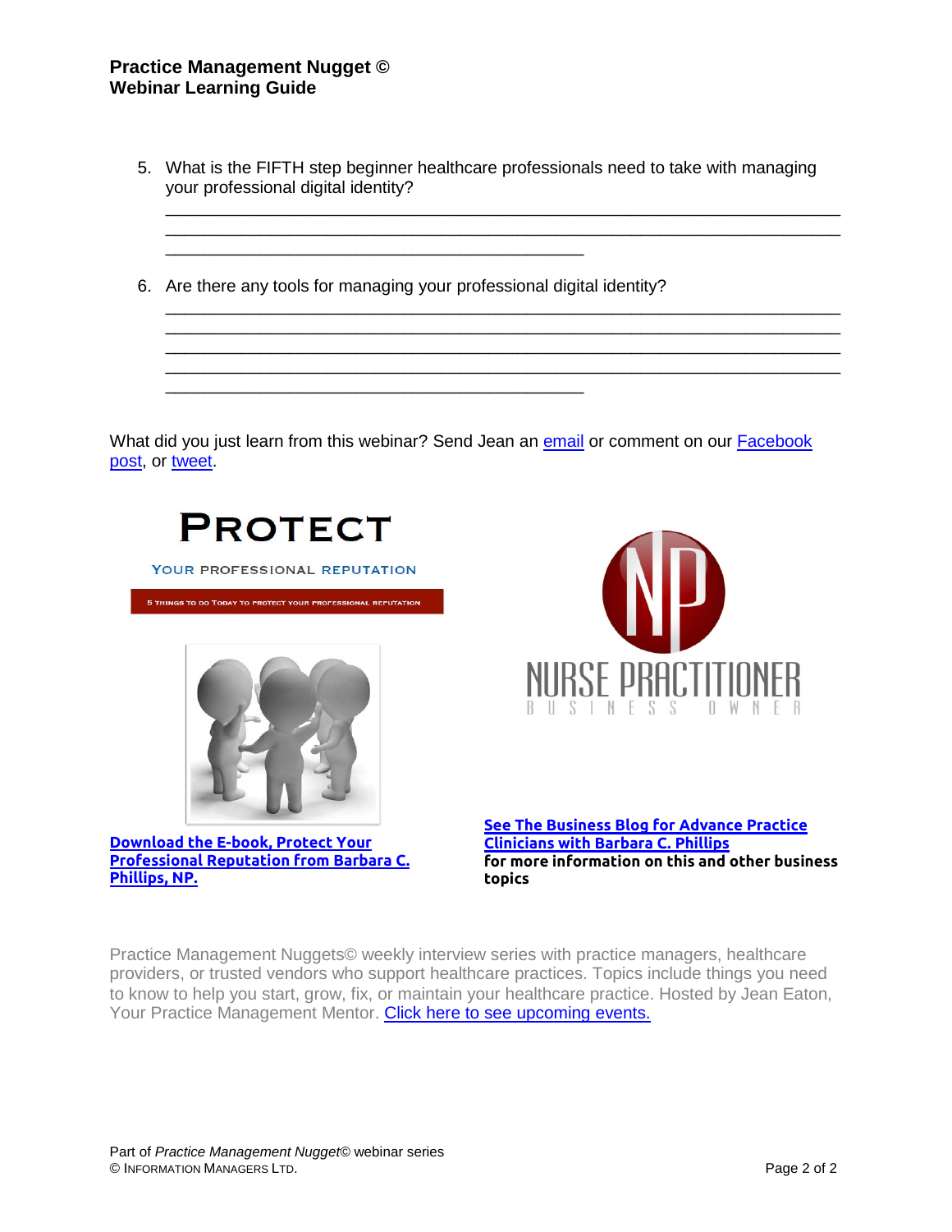5. What is the FIFTH step beginner healthcare professionals need to take with managing your professional digital identity?

6. Are there any tools for managing your professional digital identity?

What did you just learn from this webinar? Send Jean an email or comment on our Facebook post, or tweet.

**Download the E-book, Protect Your Professional Reputation from Barbara C. Phillips, NP.**

**See The Business Blog for Advance Practice Clinicians with Barbara C. Phillips**
**for more information on this and other business topics**

Practice Management Nuggets© weekly interview series with practice managers, healthcare providers, or trusted vendors who support healthcare practices. Topics include things you need to know to help you start, grow, fix, or maintain your healthcare practice. Hosted by Jean Eaton, Your Practice Management Mentor. Click here to see upcoming events.